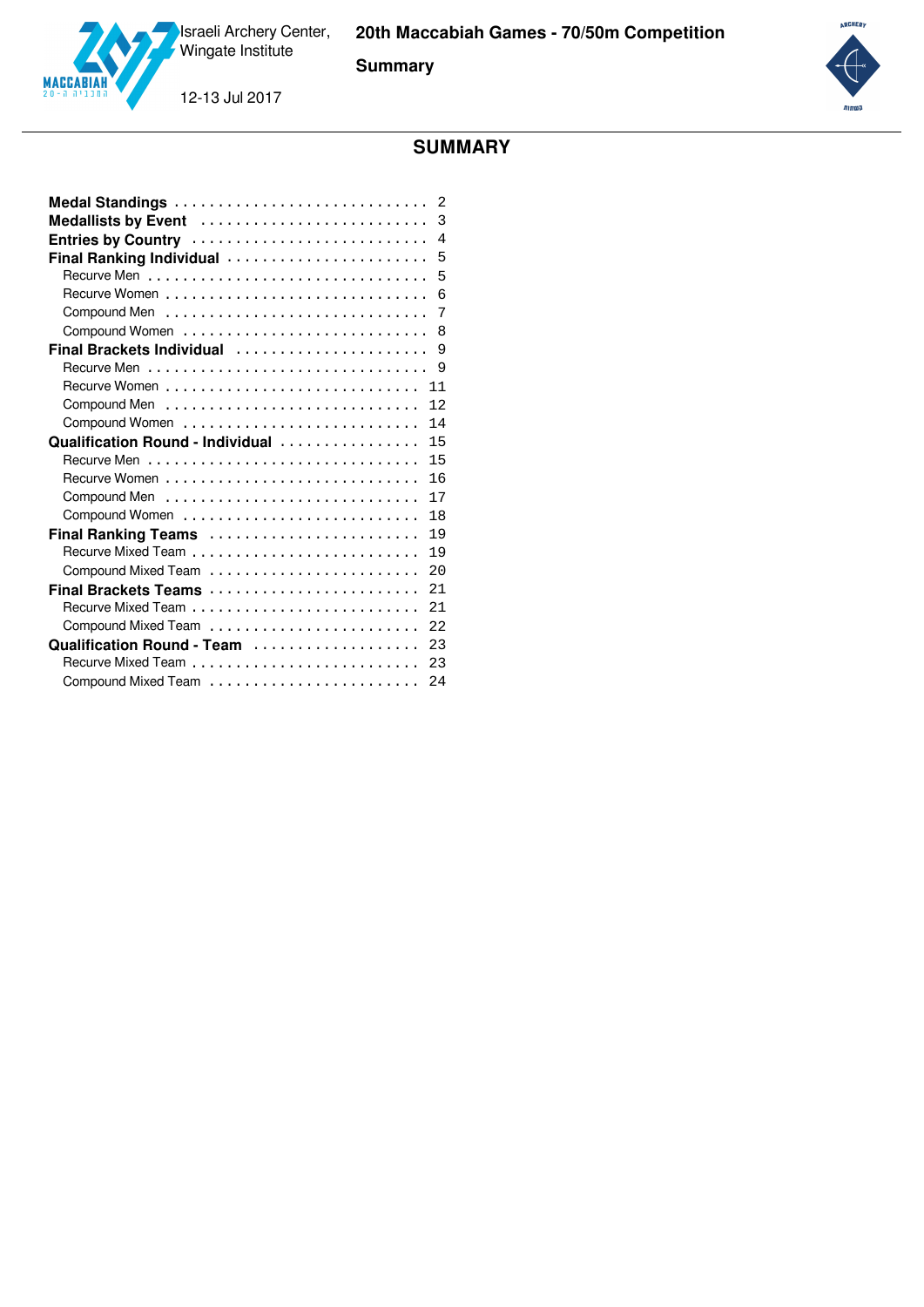# SUMMARY

| Section | Page |
|---|---|
| **Medal Standings** | 2 |
| **Medallists by Event** | 3 |
| **Entries by Country** | 4 |
| **Final Ranking Individual** | 5 |
| Recurve Men | 5 |
| Recurve Women | 6 |
| Compound Men | 7 |
| Compound Women | 8 |
| **Final Brackets Individual** | 9 |
| Recurve Men | 9 |
| Recurve Women | 11 |
| Compound Men | 12 |
| Compound Women | 14 |
| **Qualification Round - Individual** | 15 |
| Recurve Men | 15 |
| Recurve Women | 16 |
| Compound Men | 17 |
| Compound Women | 18 |
| **Final Ranking Teams** | 19 |
| Recurve Mixed Team | 19 |
| Compound Mixed Team | 20 |
| **Final Brackets Teams** | 21 |
| Recurve Mixed Team | 21 |
| Compound Mixed Team | 22 |
| **Qualification Round - Team** | 23 |
| Recurve Mixed Team | 23 |
| Compound Mixed Team | 24 |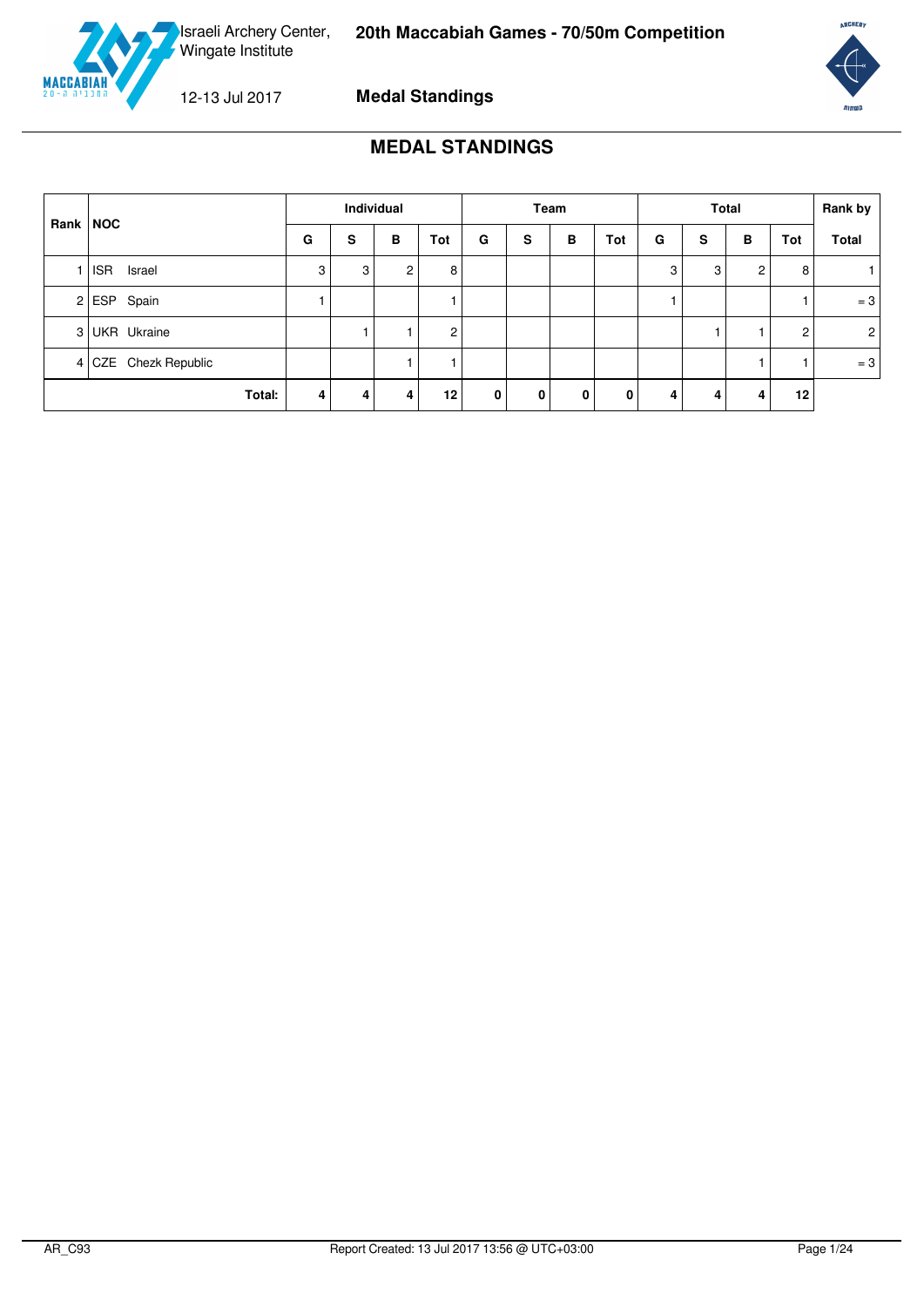# MEDAL STANDINGS

| Rank | NOC | Individual | | | | Team | | | | Total | | | | Rank by |
|---|---|---|---|---|---|---|---|---|---|---|---|---|---|---|
| | | G | S | B | Tot | G | S | B | Tot | G | S | B | Tot | Total |
| 1 | ISR Israel | 3 | 3 | 2 | 8 | | | | | 3 | 3 | 2 | 8 | 1 |
| 2 | ESP Spain | 1 | | | 1 | | | | | 1 | | | 1 | = 3 |
| 3 | UKR Ukraine | | 1 | 1 | 2 | | | | | | 1 | 1 | 2 | 2 |
| 4 | CZE Chezk Republic | | | 1 | 1 | | | | | | | 1 | 1 | = 3 |
| | **Total:** | **4** | **4** | **4** | **12** | **0** | **0** | **0** | **0** | **4** | **4** | **4** | **12** | |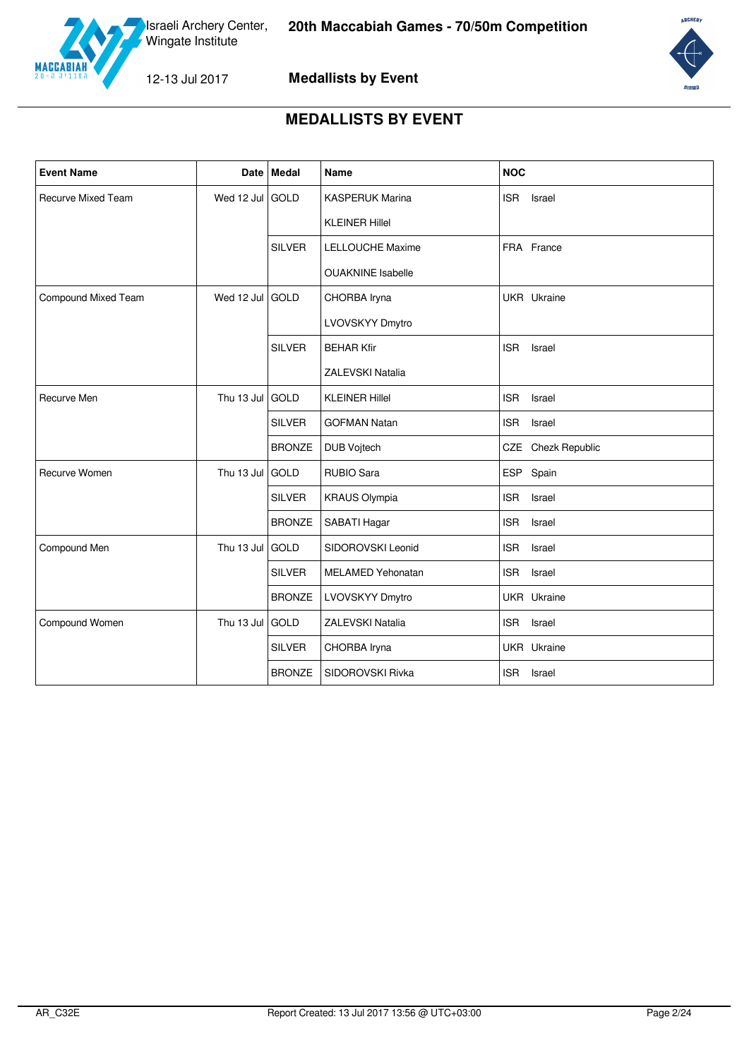# MEDALLISTS BY EVENT

| Event Name | Date | Medal | Name | NOC |
|---|---|---|---|---|
| Recurve Mixed Team | Wed 12 Jul | GOLD | KASPERUK Marina | ISR Israel |
| | | | KLEINER Hillel | |
| | | SILVER | LELLOUCHE Maxime | FRA France |
| | | | OUAKNINE Isabelle | |
| Compound Mixed Team | Wed 12 Jul | GOLD | CHORBA Iryna | UKR Ukraine |
| | | | LVOVSKYY Dmytro | |
| | | SILVER | BEHAR Kfir | ISR Israel |
| | | | ZALEVSKI Natalia | |
| Recurve Men | Thu 13 Jul | GOLD | KLEINER Hillel | ISR Israel |
| | | SILVER | GOFMAN Natan | ISR Israel |
| | | BRONZE | DUB Vojtech | CZE Chezk Republic |
| Recurve Women | Thu 13 Jul | GOLD | RUBIO Sara | ESP Spain |
| | | SILVER | KRAUS Olympia | ISR Israel |
| | | BRONZE | SABATI Hagar | ISR Israel |
| Compound Men | Thu 13 Jul | GOLD | SIDOROVSKI Leonid | ISR Israel |
| | | SILVER | MELAMED Yehonatan | ISR Israel |
| | | BRONZE | LVOVSKYY Dmytro | UKR Ukraine |
| Compound Women | Thu 13 Jul | GOLD | ZALEVSKI Natalia | ISR Israel |
| | | SILVER | CHORBA Iryna | UKR Ukraine |
| | | BRONZE | SIDOROVSKI Rivka | ISR Israel |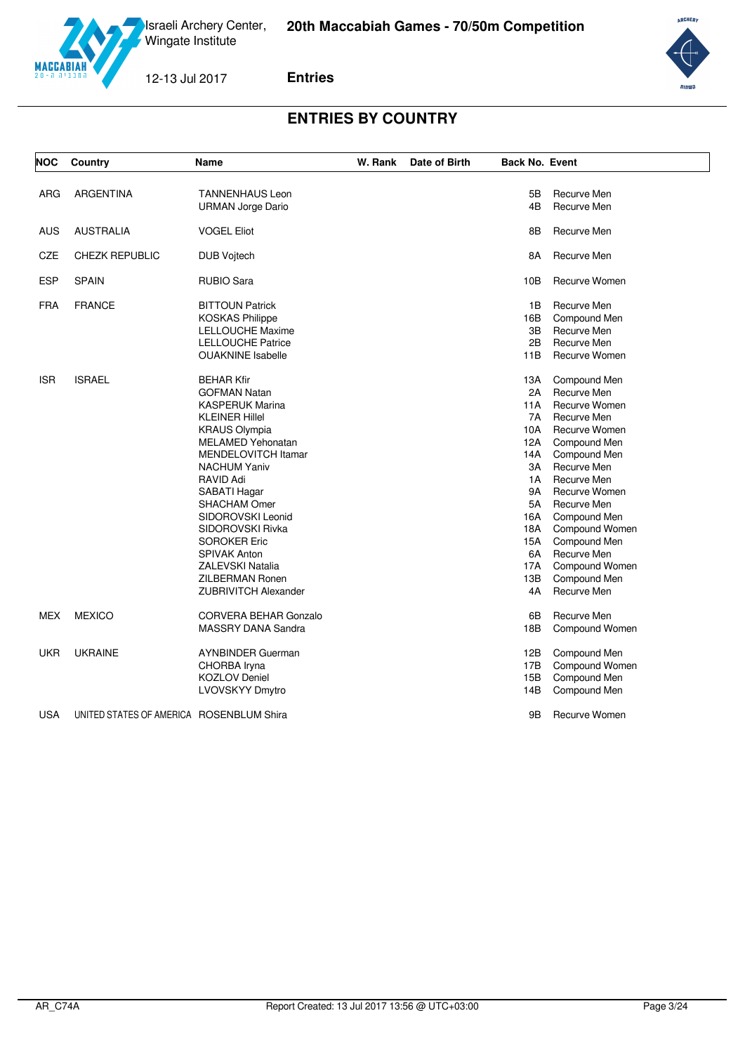Israeli Archery Center, Wingate Institute

12-13 Jul 2017

**20th Maccabiah Games - 70/50m Competition**

**Entries**

## ENTRIES BY COUNTRY

| NOC | Country | Name | W. Rank | Date of Birth | Back No. | Event |
|---|---|---|---|---|---|---|
| ARG | ARGENTINA | TANNENHAUS Leon | | | 5B | Recurve Men |
| | | URMAN Jorge Dario | | | 4B | Recurve Men |
| AUS | AUSTRALIA | VOGEL Eliot | | | 8B | Recurve Men |
| CZE | CHEZK REPUBLIC | DUB Vojtech | | | 8A | Recurve Men |
| ESP | SPAIN | RUBIO Sara | | | 10B | Recurve Women |
| FRA | FRANCE | BITTOUN Patrick | | | 1B | Recurve Men |
| | | KOSKAS Philippe | | | 16B | Compound Men |
| | | LELLOUCHE Maxime | | | 3B | Recurve Men |
| | | LELLOUCHE Patrice | | | 2B | Recurve Men |
| | | OUAKNINE Isabelle | | | 11B | Recurve Women |
| ISR | ISRAEL | BEHAR Kfir | | | 13A | Compound Men |
| | | GOFMAN Natan | | | 2A | Recurve Men |
| | | KASPERUK Marina | | | 11A | Recurve Women |
| | | KLEINER Hillel | | | 7A | Recurve Men |
| | | KRAUS Olympia | | | 10A | Recurve Women |
| | | MELAMED Yehonatan | | | 12A | Compound Men |
| | | MENDELOVITCH Itamar | | | 14A | Compound Men |
| | | NACHUM Yaniv | | | 3A | Recurve Men |
| | | RAVID Adi | | | 1A | Recurve Men |
| | | SABATI Hagar | | | 9A | Recurve Women |
| | | SHACHAM Omer | | | 5A | Recurve Men |
| | | SIDOROVSKI Leonid | | | 16A | Compound Men |
| | | SIDOROVSKI Rivka | | | 18A | Compound Women |
| | | SOROKER Eric | | | 15A | Compound Men |
| | | SPIVAK Anton | | | 6A | Recurve Men |
| | | ZALEVSKI Natalia | | | 17A | Compound Women |
| | | ZILBERMAN Ronen | | | 13B | Compound Men |
| | | ZUBRIVITCH Alexander | | | 4A | Recurve Men |
| MEX | MEXICO | CORVERA BEHAR Gonzalo | | | 6B | Recurve Men |
| | | MASSRY DANA Sandra | | | 18B | Compound Women |
| UKR | UKRAINE | AYNBINDER Guerman | | | 12B | Compound Men |
| | | CHORBA Iryna | | | 17B | Compound Women |
| | | KOZLOV Deniel | | | 15B | Compound Men |
| | | LVOVSKYY Dmytro | | | 14B | Compound Men |
| USA | UNITED STATES OF AMERICA | ROSENBLUM Shira | | | 9B | Recurve Women |

AR_C74A Report Created: 13 Jul 2017 13:56 @ UTC+03:00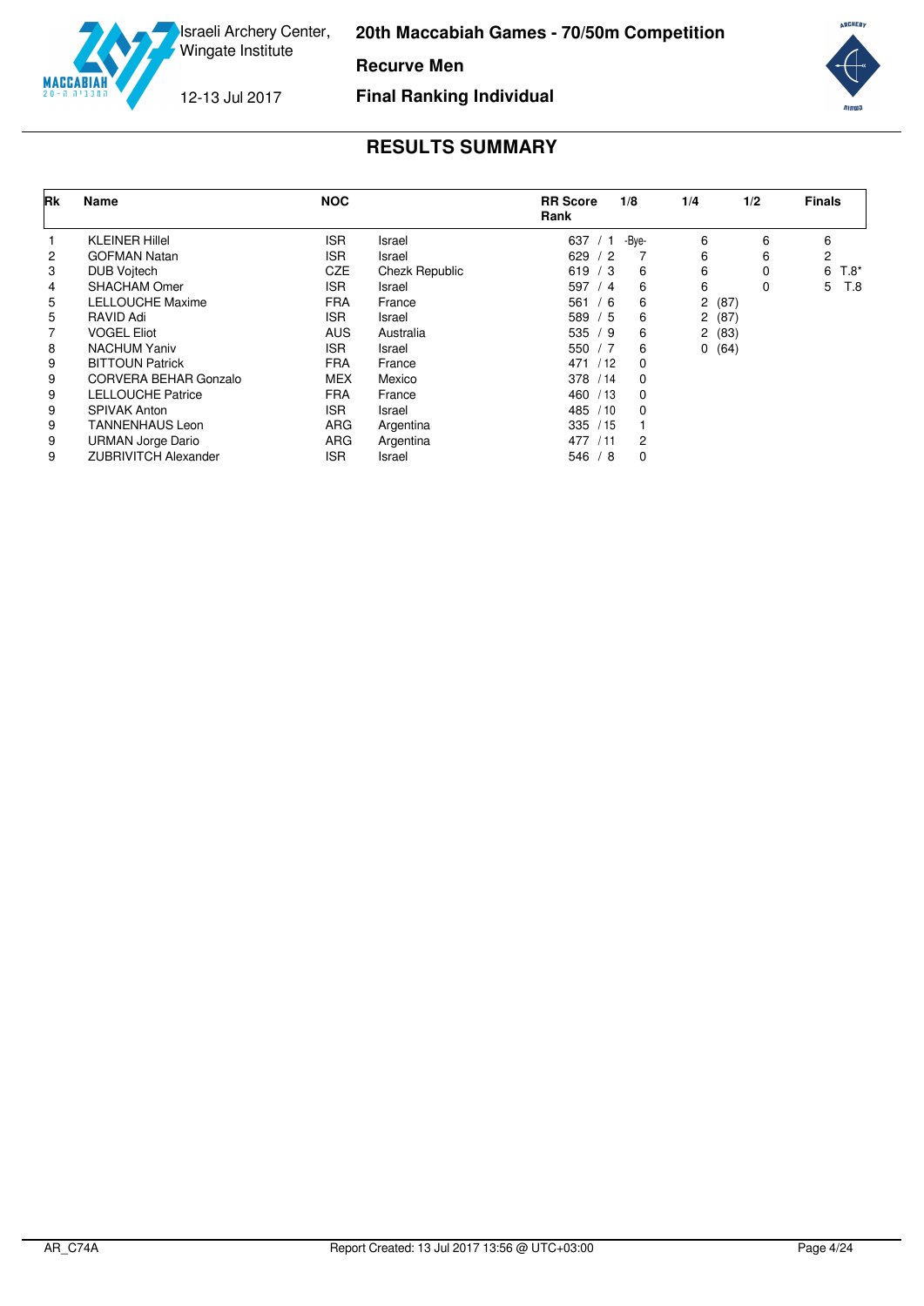# 20th Maccabiah Games - 70/50m Competition

Israeli Archery Center, Wingate Institute

12-13 Jul 2017

**Recurve Men**

**Final Ranking Individual**

## RESULTS SUMMARY

| Rk | Name | NOC | | RR Score Rank | 1/8 | 1/4 | 1/2 | Finals |
|---|---|---|---|---|---|---|---|---|
| 1 | KLEINER Hillel | ISR | Israel | 637 / 1 | -Bye- | 6 | 6 | 6 |
| 2 | GOFMAN Natan | ISR | Israel | 629 / 2 | 7 | 6 | 6 | 2 |
| 3 | DUB Vojtech | CZE | Chezk Republic | 619 / 3 | 6 | 6 | 0 | 6 T.8* |
| 4 | SHACHAM Omer | ISR | Israel | 597 / 4 | 6 | 6 | 0 | 5 T.8 |
| 5 | LELLOUCHE Maxime | FRA | France | 561 / 6 | 6 | 2 (87) | | |
| 5 | RAVID Adi | ISR | Israel | 589 / 5 | 6 | 2 (87) | | |
| 7 | VOGEL Eliot | AUS | Australia | 535 / 9 | 6 | 2 (83) | | |
| 8 | NACHUM Yaniv | ISR | Israel | 550 / 7 | 6 | 0 (64) | | |
| 9 | BITTOUN Patrick | FRA | France | 471 / 12 | 0 | | | |
| 9 | CORVERA BEHAR Gonzalo | MEX | Mexico | 378 / 14 | 0 | | | |
| 9 | LELLOUCHE Patrice | FRA | France | 460 / 13 | 0 | | | |
| 9 | SPIVAK Anton | ISR | Israel | 485 / 10 | 0 | | | |
| 9 | TANNENHAUS Leon | ARG | Argentina | 335 / 15 | 1 | | | |
| 9 | URMAN Jorge Dario | ARG | Argentina | 477 / 11 | 2 | | | |
| 9 | ZUBRIVITCH Alexander | ISR | Israel | 546 / 8 | 0 | | | |

AR_C74A    Report Created: 13 Jul 2017 13:56 @ UTC+03:00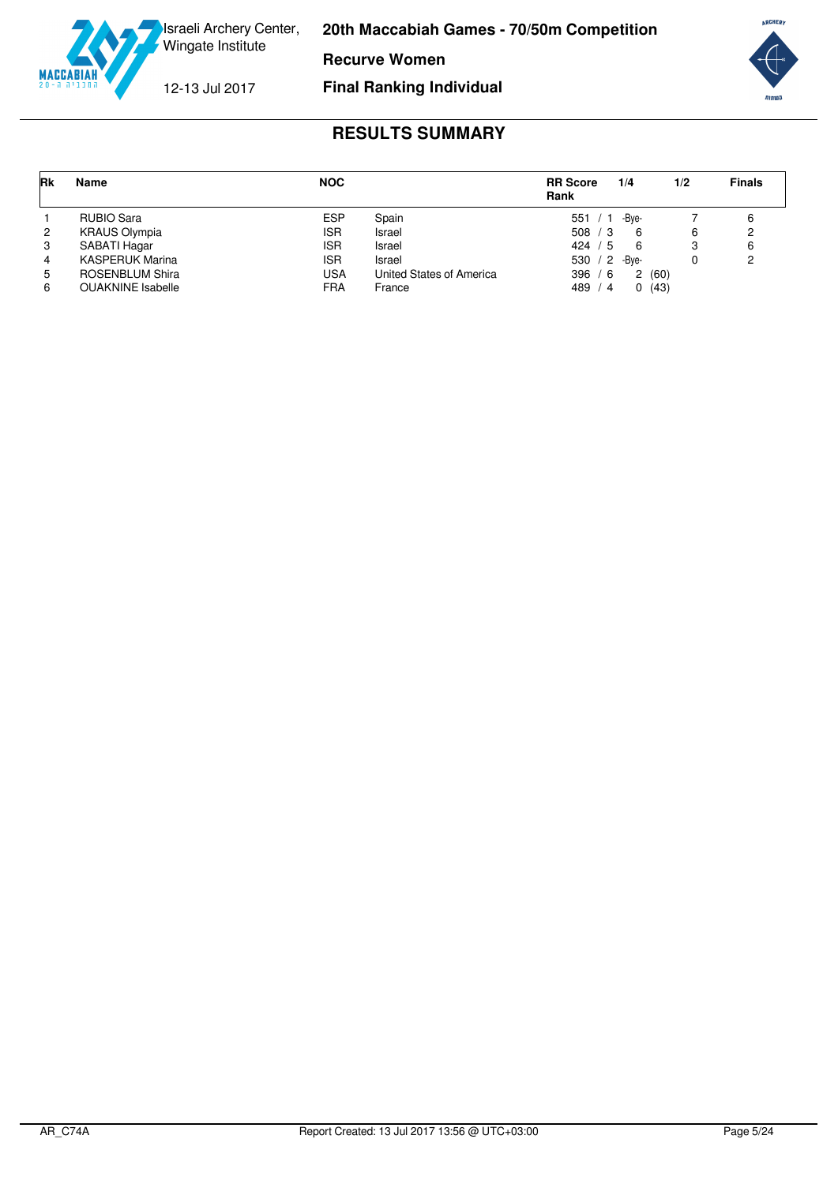Israeli Archery Center, Wingate Institute

12-13 Jul 2017

# 20th Maccabiah Games - 70/50m Competition

## Recurve Women

## Final Ranking Individual

## RESULTS SUMMARY

| Rk | Name | NOC | | RR Score Rank | 1/4 | 1/2 | Finals |
|---|---|---|---|---|---|---|---|
| 1 | RUBIO Sara | ESP | Spain | 551 / 1 | -Bye- | 7 | 6 |
| 2 | KRAUS Olympia | ISR | Israel | 508 / 3 | 6 | 6 | 2 |
| 3 | SABATI Hagar | ISR | Israel | 424 / 5 | 6 | 3 | 6 |
| 4 | KASPERUK Marina | ISR | Israel | 530 / 2 | -Bye- | 0 | 2 |
| 5 | ROSENBLUM Shira | USA | United States of America | 396 / 6 | 2 (60) | | |
| 6 | OUAKNINE Isabelle | FRA | France | 489 / 4 | 0 (43) | | |

AR_C74A Report Created: 13 Jul 2017 13:56 @ UTC+03:00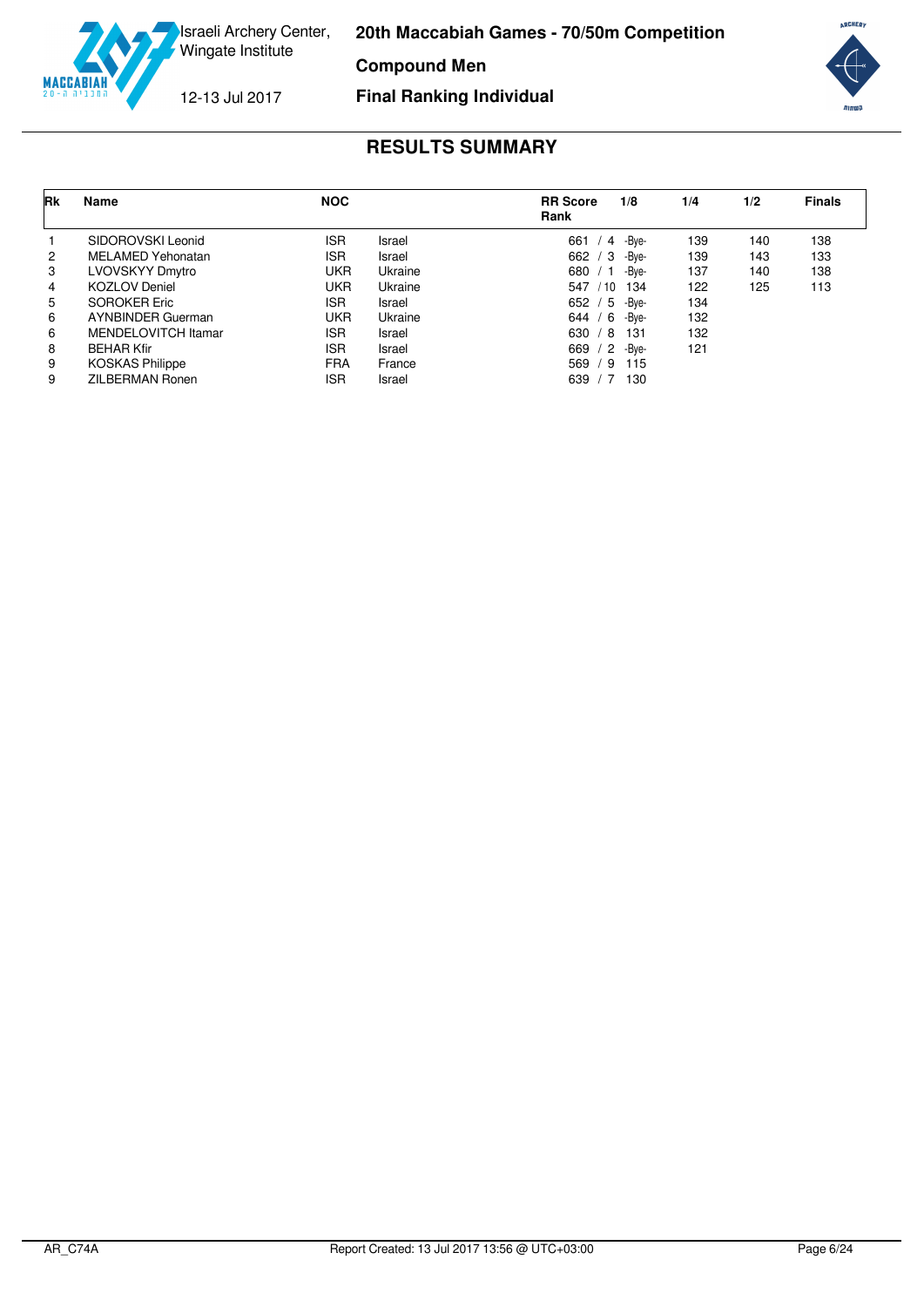Israeli Archery Center, Wingate Institute

12-13 Jul 2017

**20th Maccabiah Games - 70/50m Competition**

**Compound Men**

**Final Ranking Individual**

## RESULTS SUMMARY

| Rk | Name | NOC | | RR Score Rank | 1/8 | 1/4 | 1/2 | Finals |
|---|---|---|---|---|---|---|---|---|
| 1 | SIDOROVSKI Leonid | ISR | Israel | 661 / 4 | -Bye- | 139 | 140 | 138 |
| 2 | MELAMED Yehonatan | ISR | Israel | 662 / 3 | -Bye- | 139 | 143 | 133 |
| 3 | LVOVSKYY Dmytro | UKR | Ukraine | 680 / 1 | -Bye- | 137 | 140 | 138 |
| 4 | KOZLOV Deniel | UKR | Ukraine | 547 / 10 | 134 | 122 | 125 | 113 |
| 5 | SOROKER Eric | ISR | Israel | 652 / 5 | -Bye- | 134 | | |
| 6 | AYNBINDER Guerman | UKR | Ukraine | 644 / 6 | -Bye- | 132 | | |
| 6 | MENDELOVITCH Itamar | ISR | Israel | 630 / 8 | 131 | 132 | | |
| 8 | BEHAR Kfir | ISR | Israel | 669 / 2 | -Bye- | 121 | | |
| 9 | KOSKAS Philippe | FRA | France | 569 / 9 | 115 | | | |
| 9 | ZILBERMAN Ronen | ISR | Israel | 639 / 7 | 130 | | | |

AR_C74A

Report Created: 13 Jul 2017 13:56 @ UTC+03:00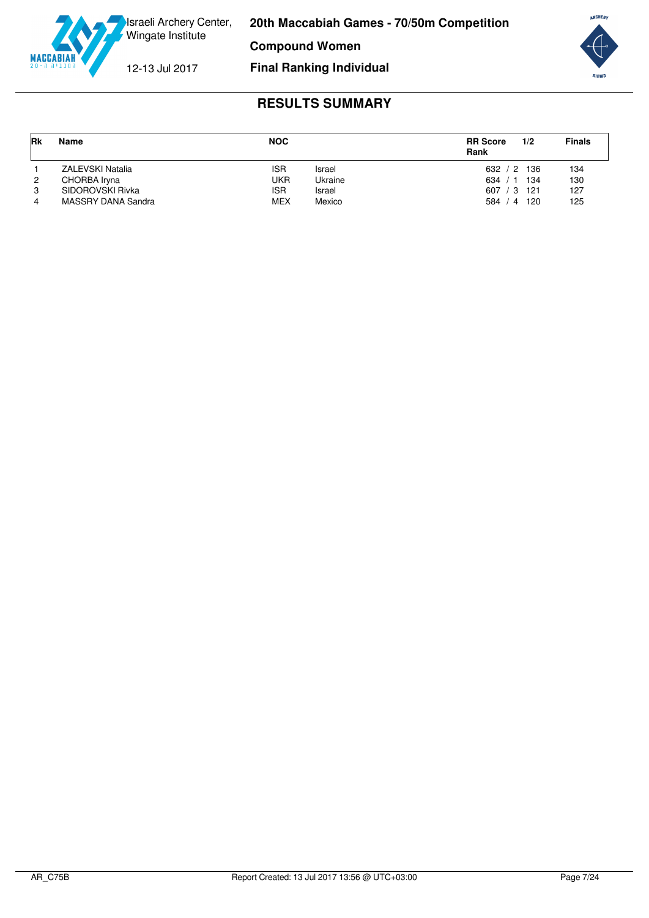Israeli Archery Center, Wingate Institute

12-13 Jul 2017

# 20th Maccabiah Games - 70/50m Competition

## Compound Women

## Final Ranking Individual

## RESULTS SUMMARY

| Rk | Name | NOC | | RR Score Rank | 1/2 | Finals |
|---|---|---|---|---|---|---|
| 1 | ZALEVSKI Natalia | ISR | Israel | 632 / 2 | 136 | 134 |
| 2 | CHORBA Iryna | UKR | Ukraine | 634 / 1 | 134 | 130 |
| 3 | SIDOROVSKI Rivka | ISR | Israel | 607 / 3 | 121 | 127 |
| 4 | MASSRY DANA Sandra | MEX | Mexico | 584 / 4 | 120 | 125 |

AR_C75B    Report Created: 13 Jul 2017 13:56 @ UTC+03:00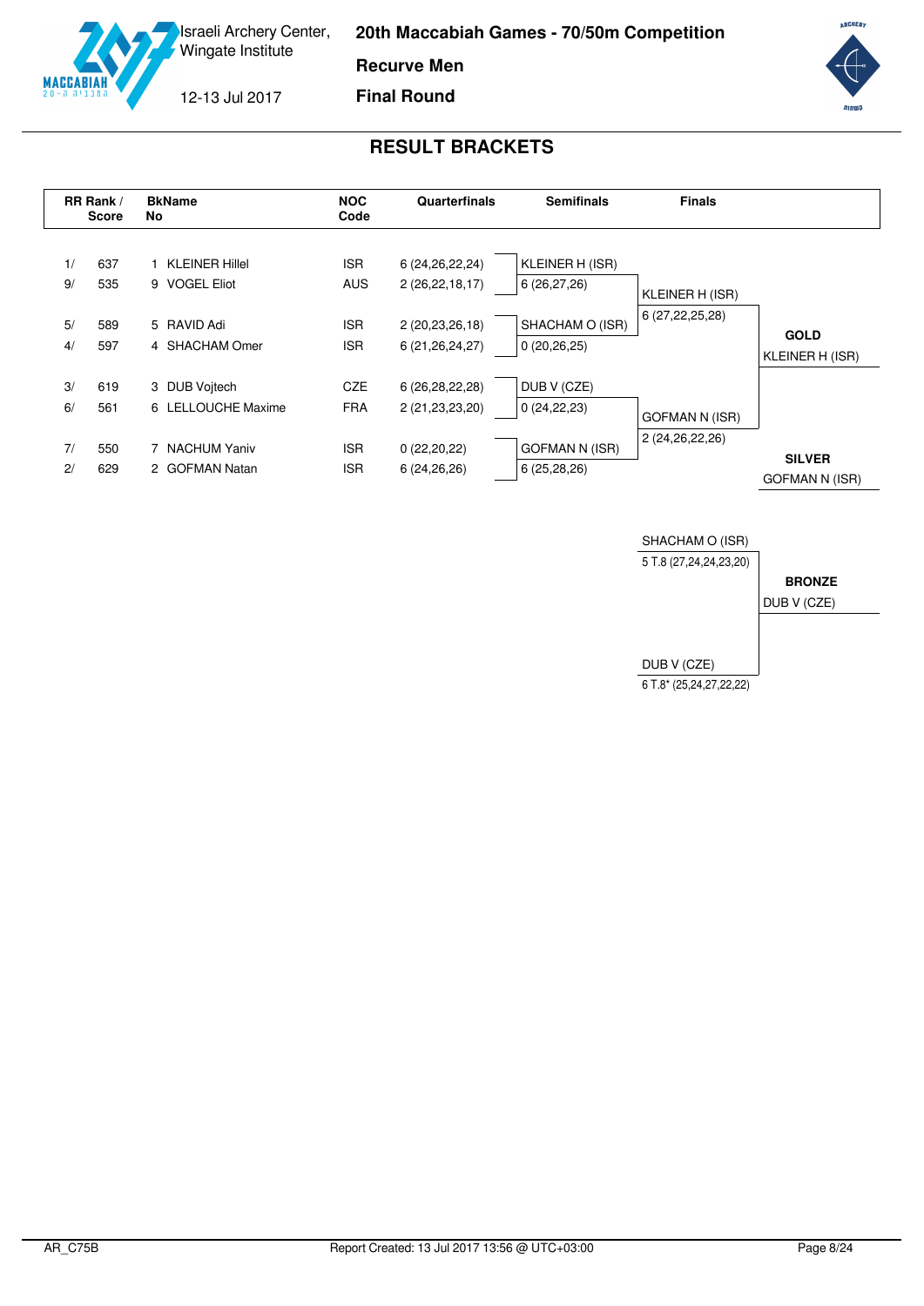Israeli Archery Center, Wingate Institute

12-13 Jul 2017

# 20th Maccabiah Games - 70/50m Competition

## Recurve Men

## Final Round

## RESULT BRACKETS

| RR Rank / Score | | BkName No | NOC Code | Quarterfinals | Semifinals | Finals | |
|---|---|---|---|---|---|---|---|
| 1/ | 637 | 1 KLEINER Hillel | ISR | 6 (24,26,22,24) | KLEINER H (ISR) | | |
| 9/ | 535 | 9 VOGEL Eliot | AUS | 2 (26,22,18,17) | 6 (26,27,26) | KLEINER H (ISR) | |
| | | | | | | 6 (27,22,25,28) | |
| 5/ | 589 | 5 RAVID Adi | ISR | 2 (20,23,26,18) | SHACHAM O (ISR) | | **GOLD** |
| 4/ | 597 | 4 SHACHAM Omer | ISR | 6 (21,26,24,27) | 0 (20,26,25) | | KLEINER H (ISR) |
| 3/ | 619 | 3 DUB Vojtech | CZE | 6 (26,28,22,28) | DUB V (CZE) | | |
| 6/ | 561 | 6 LELLOUCHE Maxime | FRA | 2 (21,23,23,20) | 0 (24,22,23) | GOFMAN N (ISR) | |
| | | | | | | 2 (24,26,22,26) | |
| 7/ | 550 | 7 NACHUM Yaniv | ISR | 0 (22,20,22) | GOFMAN N (ISR) | | **SILVER** |
| 2/ | 629 | 2 GOFMAN Natan | ISR | 6 (24,26,26) | 6 (25,28,26) | | GOFMAN N (ISR) |

**Bronze Medal Match**

| Finals | |
|---|---|
| SHACHAM O (ISR) | |
| 5 T.8 (27,24,24,23,20) | **BRONZE** |
| | DUB V (CZE) |
| DUB V (CZE) | |
| 6 T.8* (25,24,27,22,22) | |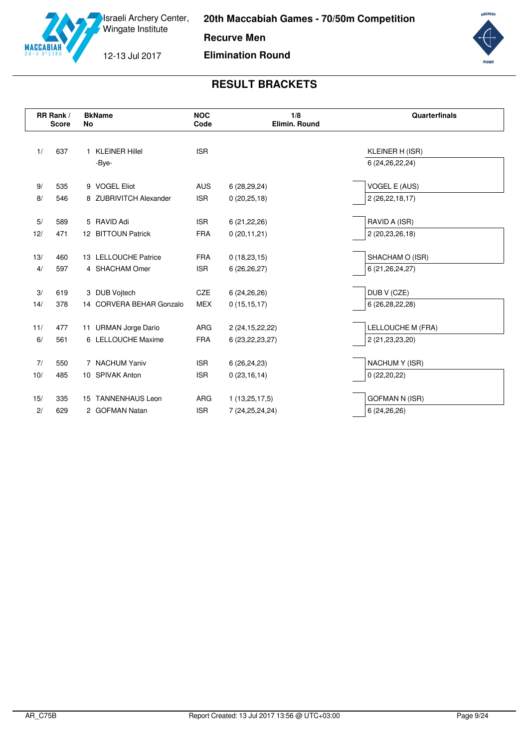# 20th Maccabiah Games - 70/50m Competition

Israeli Archery Center, Wingate Institute

12-13 Jul 2017

## Recurve Men

## Elimination Round

## RESULT BRACKETS

| RR Rank / | Score | BkNo | Name | NOC Code | 1/8 Elimin. Round | Quarterfinals |
|---|---|---|---|---|---|---|
| 1/ | 637 | 1 | KLEINER Hillel | ISR | | KLEINER H (ISR) |
| | | | -Bye- | | | 6 (24,26,22,24) |
| 9/ | 535 | 9 | VOGEL Eliot | AUS | 6 (28,29,24) | VOGEL E (AUS) |
| 8/ | 546 | 8 | ZUBRIVITCH Alexander | ISR | 0 (20,25,18) | 2 (26,22,18,17) |
| 5/ | 589 | 5 | RAVID Adi | ISR | 6 (21,22,26) | RAVID A (ISR) |
| 12/ | 471 | 12 | BITTOUN Patrick | FRA | 0 (20,11,21) | 2 (20,23,26,18) |
| 13/ | 460 | 13 | LELLOUCHE Patrice | FRA | 0 (18,23,15) | SHACHAM O (ISR) |
| 4/ | 597 | 4 | SHACHAM Omer | ISR | 6 (26,26,27) | 6 (21,26,24,27) |
| 3/ | 619 | 3 | DUB Vojtech | CZE | 6 (24,26,26) | DUB V (CZE) |
| 14/ | 378 | 14 | CORVERA BEHAR Gonzalo | MEX | 0 (15,15,17) | 6 (26,28,22,28) |
| 11/ | 477 | 11 | URMAN Jorge Dario | ARG | 2 (24,15,22,22) | LELLOUCHE M (FRA) |
| 6/ | 561 | 6 | LELLOUCHE Maxime | FRA | 6 (23,22,23,27) | 2 (21,23,23,20) |
| 7/ | 550 | 7 | NACHUM Yaniv | ISR | 6 (26,24,23) | NACHUM Y (ISR) |
| 10/ | 485 | 10 | SPIVAK Anton | ISR | 0 (23,16,14) | 0 (22,20,22) |
| 15/ | 335 | 15 | TANNENHAUS Leon | ARG | 1 (13,25,17,5) | GOFMAN N (ISR) |
| 2/ | 629 | 2 | GOFMAN Natan | ISR | 7 (24,25,24,24) | 6 (24,26,26) |

AR_C75B Report Created: 13 Jul 2017 13:56 @ UTC+03:00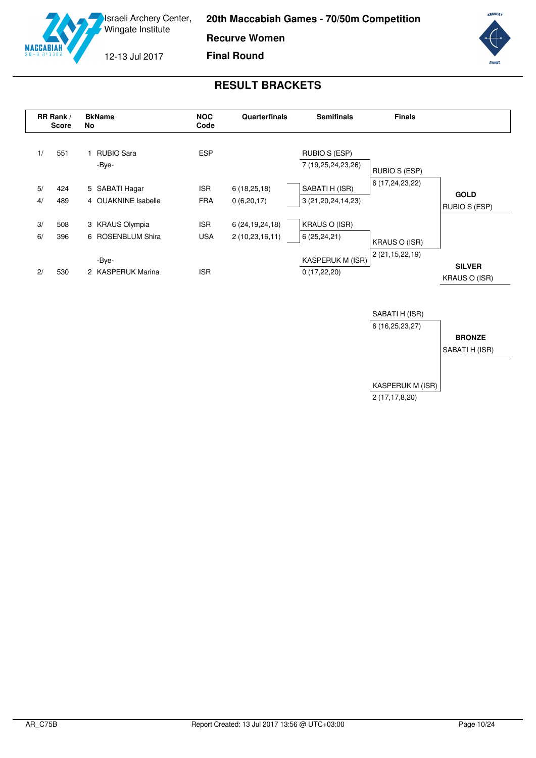# 20th Maccabiah Games - 70/50m Competition

Israeli Archery Center, Wingate Institute

12-13 Jul 2017

**Recurve Women**

**Final Round**

## RESULT BRACKETS

| RR Rank / Score | | BkName No | | NOC Code | Quarterfinals | Semifinals | Finals | |
|---|---|---|---|---|---|---|---|---|
| 1/ | 551 | 1 | RUBIO Sara | ESP | | RUBIO S (ESP) | | |
| | | | -Bye- | | | 7 (19,25,24,23,26) | RUBIO S (ESP) | |
| | | | | | | | 6 (17,24,23,22) | |
| 5/ | 424 | 5 | SABATI Hagar | ISR | 6 (18,25,18) | SABATI H (ISR) | | **GOLD** |
| 4/ | 489 | 4 | OUAKNINE Isabelle | FRA | 0 (6,20,17) | 3 (21,20,24,14,23) | | RUBIO S (ESP) |
| 3/ | 508 | 3 | KRAUS Olympia | ISR | 6 (24,19,24,18) | KRAUS O (ISR) | | |
| 6/ | 396 | 6 | ROSENBLUM Shira | USA | 2 (10,23,16,11) | 6 (25,24,21) | KRAUS O (ISR) | |
| | | | | | | | 2 (21,15,22,19) | |
| | | | -Bye- | | | KASPERUK M (ISR) | | **SILVER** |
| 2/ | 530 | 2 | KASPERUK Marina | ISR | | 0 (17,22,20) | | KRAUS O (ISR) |

| Bronze Match | | |
|---|---|---|
| SABATI H (ISR) | 6 (16,25,23,27) | **BRONZE** |
| KASPERUK M (ISR) | 2 (17,17,8,20) | SABATI H (ISR) |

AR_C75B

Report Created: 13 Jul 2017 13:56 @ UTC+03:00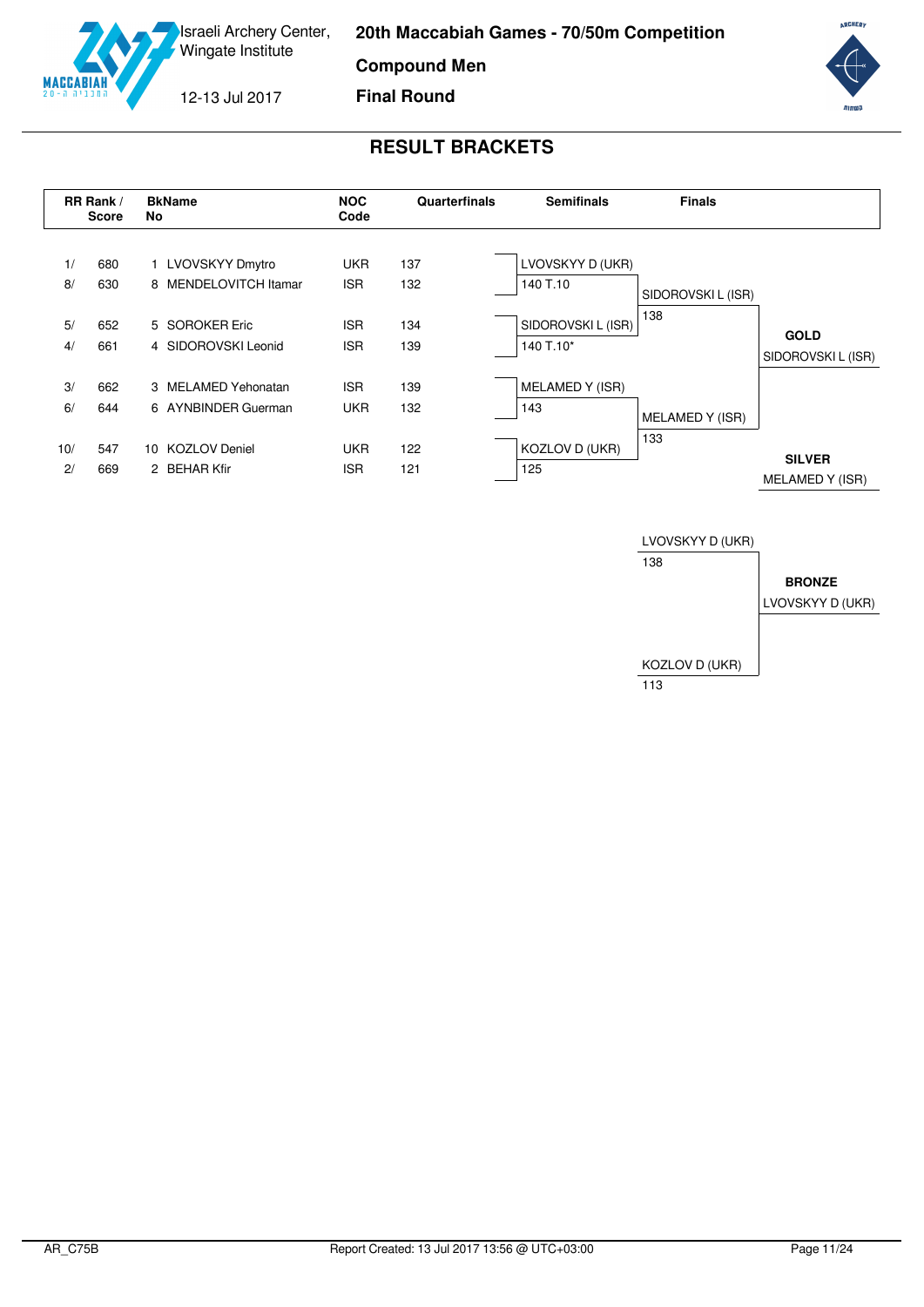20th Maccabiah Games - 70/50m Competition

Israeli Archery Center, Wingate Institute

12-13 Jul 2017

**Compound Men**

**Final Round**

## RESULT BRACKETS

| RR Rank / Score | | BkName No | | NOC Code | Quarterfinals |
|---|---|---|---|---|---|
| 1/ | 680 | 1 | LVOVSKYY Dmytro | UKR | 137 |
| 8/ | 630 | 8 | MENDELOVITCH Itamar | ISR | 132 |
| 5/ | 652 | 5 | SOROKER Eric | ISR | 134 |
| 4/ | 661 | 4 | SIDOROVSKI Leonid | ISR | 139 |
| 3/ | 662 | 3 | MELAMED Yehonatan | ISR | 139 |
| 6/ | 644 | 6 | AYNBINDER Guerman | UKR | 132 |
| 10/ | 547 | 10 | KOZLOV Deniel | UKR | 122 |
| 2/ | 669 | 2 | BEHAR Kfir | ISR | 121 |

### Semifinals

| Match | Archer | Score |
|---|---|---|
| 1 | LVOVSKYY D (UKR) | 140 T.10 |
| 1 | SIDOROVSKI L (ISR) | 140 T.10* |
| 2 | MELAMED Y (ISR) | 143 |
| 2 | KOZLOV D (UKR) | 125 |

### Finals

| Archer | Score |
|---|---|
| SIDOROVSKI L (ISR) | 138 |
| MELAMED Y (ISR) | 133 |

**GOLD**
SIDOROVSKI L (ISR)

**SILVER**
MELAMED Y (ISR)

### Bronze Match

| Archer | Score |
|---|---|
| LVOVSKYY D (UKR) | 138 |
| KOZLOV D (UKR) | 113 |

**BRONZE**
LVOVSKYY D (UKR)

AR_C75B Report Created: 13 Jul 2017 13:56 @ UTC+03:00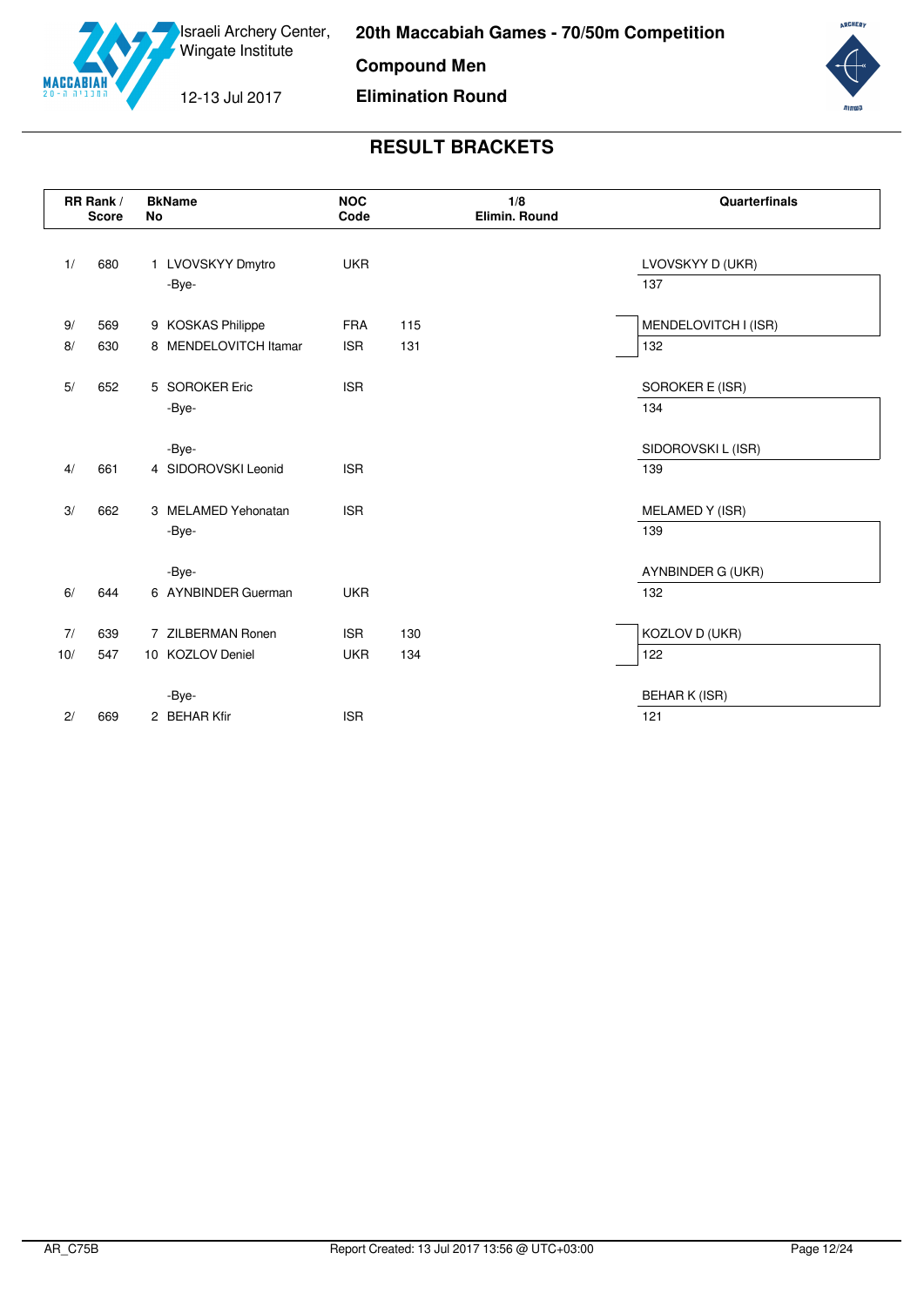# 20th Maccabiah Games - 70/50m Competition

Israeli Archery Center, Wingate Institute

12-13 Jul 2017

**Compound Men**

**Elimination Round**

## RESULT BRACKETS

| RR Rank / | Score | BkNo | Name | NOC Code | 1/8 Elimin. Round | Quarterfinals |
|---|---|---|---|---|---|---|
| 1/ | 680 | 1 | LVOVSKYY Dmytro | UKR | | LVOVSKYY D (UKR) |
| | | | -Bye- | | | 137 |
| 9/ | 569 | 9 | KOSKAS Philippe | FRA | 115 | MENDELOVITCH I (ISR) |
| 8/ | 630 | 8 | MENDELOVITCH Itamar | ISR | 131 | 132 |
| 5/ | 652 | 5 | SOROKER Eric | ISR | | SOROKER E (ISR) |
| | | | -Bye- | | | 134 |
| | | | -Bye- | | | SIDOROVSKI L (ISR) |
| 4/ | 661 | 4 | SIDOROVSKI Leonid | ISR | | 139 |
| 3/ | 662 | 3 | MELAMED Yehonatan | ISR | | MELAMED Y (ISR) |
| | | | -Bye- | | | 139 |
| | | | -Bye- | | | AYNBINDER G (UKR) |
| 6/ | 644 | 6 | AYNBINDER Guerman | UKR | | 132 |
| 7/ | 639 | 7 | ZILBERMAN Ronen | ISR | 130 | KOZLOV D (UKR) |
| 10/ | 547 | 10 | KOZLOV Deniel | UKR | 134 | 122 |
| | | | -Bye- | | | BEHAR K (ISR) |
| 2/ | 669 | 2 | BEHAR Kfir | ISR | | 121 |

AR_C75B

Report Created: 13 Jul 2017 13:56 @ UTC+03:00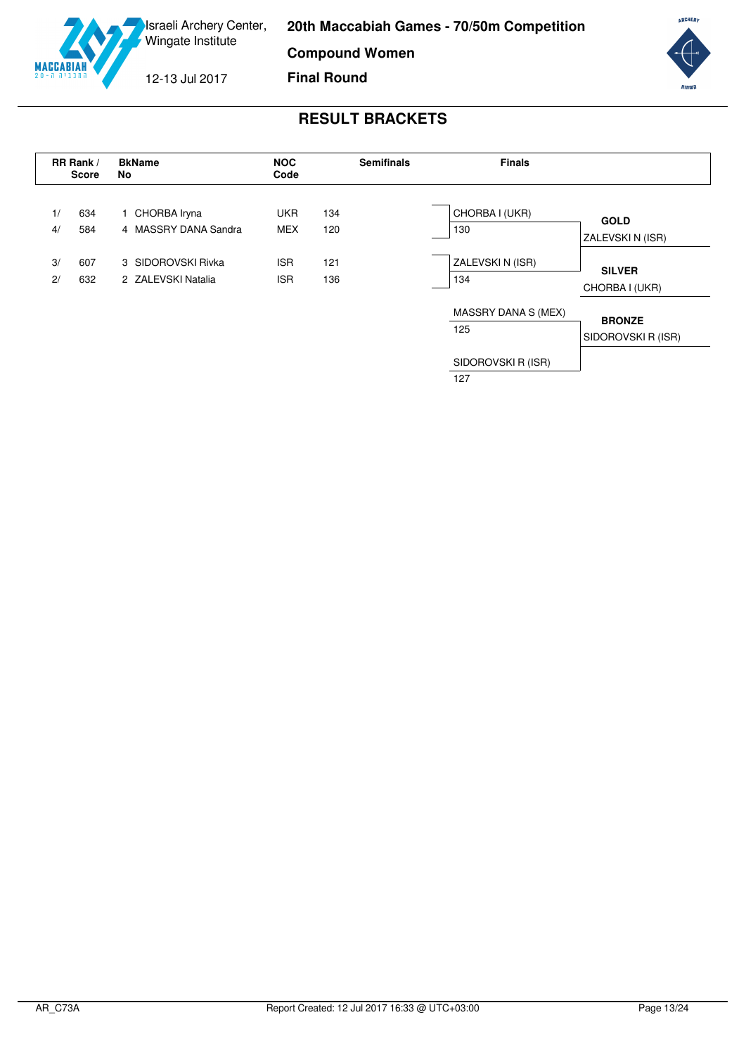Israeli Archery Center, Wingate Institute

12-13 Jul 2017

# 20th Maccabiah Games - 70/50m Competition

## Compound Women

## Final Round

## RESULT BRACKETS

| RR Rank / Score | | BkName No | | NOC Code | Semifinals |
|---|---|---|---|---|---|
| 1/ | 634 | 1 | CHORBA Iryna | UKR | 134 |
| 4/ | 584 | 4 | MASSRY DANA Sandra | MEX | 120 |
| 3/ | 607 | 3 | SIDOROVSKI Rivka | ISR | 121 |
| 2/ | 632 | 2 | ZALEVSKI Natalia | ISR | 136 |

**Finals**

| Finals | Score | Medal | Winner |
|---|---|---|---|
| CHORBA I (UKR) | 130 | **GOLD** | ZALEVSKI N (ISR) |
| ZALEVSKI N (ISR) | 134 | **SILVER** | CHORBA I (UKR) |
| MASSRY DANA S (MEX) | 125 | **BRONZE** | SIDOROVSKI R (ISR) |
| SIDOROVSKI R (ISR) | 127 | | |

AR_C73A

Report Created: 12 Jul 2017 16:33 @ UTC+03:00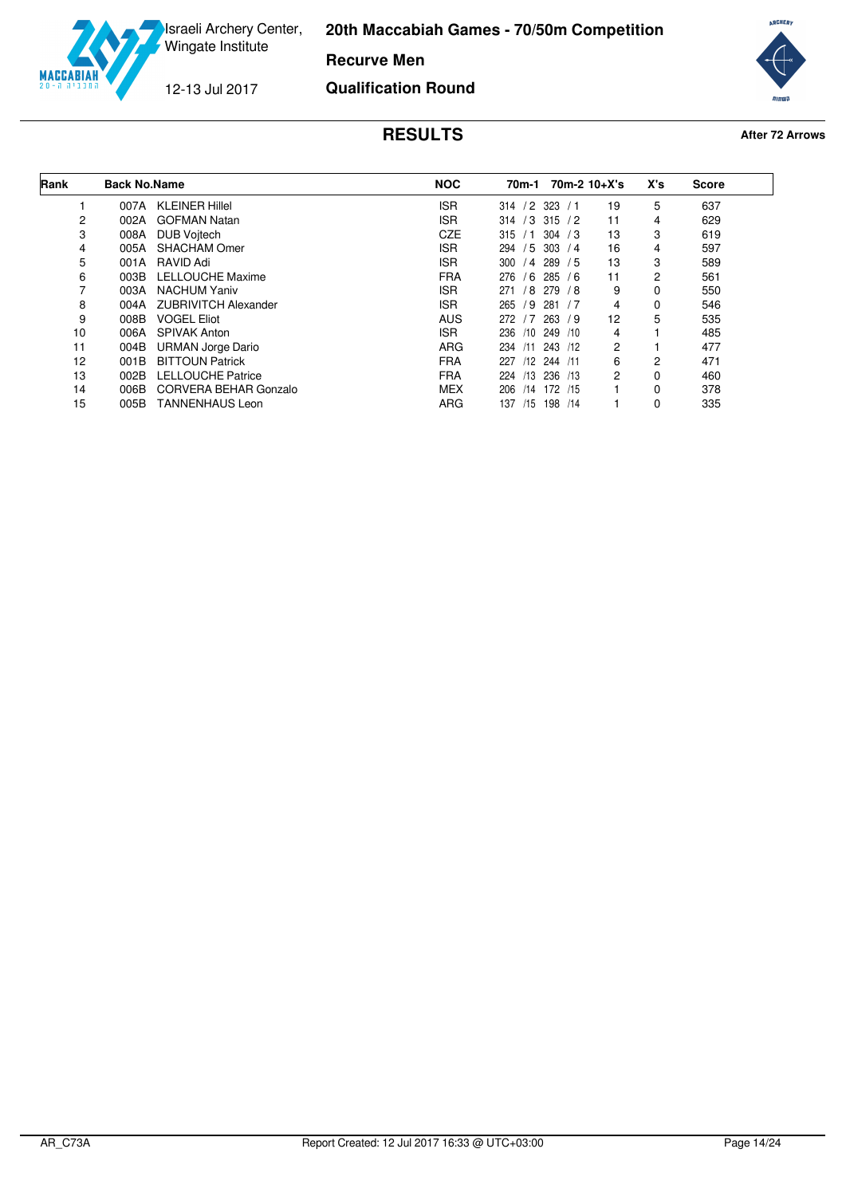Israeli Archery Center, Wingate Institute

12-13 Jul 2017

**20th Maccabiah Games - 70/50m Competition**

**Recurve Men**

**Qualification Round**

## RESULTS

**After 72 Arrows**

| Rank | Back No. | Name | NOC | 70m-1 | 70m-2 | 10+X's | X's | Score |
|---|---|---|---|---|---|---|---|---|
| 1 | 007A | KLEINER Hillel | ISR | 314 / 2 | 323 / 1 | 19 | 5 | 637 |
| 2 | 002A | GOFMAN Natan | ISR | 314 / 3 | 315 / 2 | 11 | 4 | 629 |
| 3 | 008A | DUB Vojtech | CZE | 315 / 1 | 304 / 3 | 13 | 3 | 619 |
| 4 | 005A | SHACHAM Omer | ISR | 294 / 5 | 303 / 4 | 16 | 4 | 597 |
| 5 | 001A | RAVID Adi | ISR | 300 / 4 | 289 / 5 | 13 | 3 | 589 |
| 6 | 003B | LELLOUCHE Maxime | FRA | 276 / 6 | 285 / 6 | 11 | 2 | 561 |
| 7 | 003A | NACHUM Yaniv | ISR | 271 / 8 | 279 / 8 | 9 | 0 | 550 |
| 8 | 004A | ZUBRIVITCH Alexander | ISR | 265 / 9 | 281 / 7 | 4 | 0 | 546 |
| 9 | 008B | VOGEL Eliot | AUS | 272 / 7 | 263 / 9 | 12 | 5 | 535 |
| 10 | 006A | SPIVAK Anton | ISR | 236 /10 | 249 /10 | 4 | 1 | 485 |
| 11 | 004B | URMAN Jorge Dario | ARG | 234 /11 | 243 /12 | 2 | 1 | 477 |
| 12 | 001B | BITTOUN Patrick | FRA | 227 /12 | 244 /11 | 6 | 2 | 471 |
| 13 | 002B | LELLOUCHE Patrice | FRA | 224 /13 | 236 /13 | 2 | 0 | 460 |
| 14 | 006B | CORVERA BEHAR Gonzalo | MEX | 206 /14 | 172 /15 | 1 | 0 | 378 |
| 15 | 005B | TANNENHAUS Leon | ARG | 137 /15 | 198 /14 | 1 | 0 | 335 |

AR_C73A — Report Created: 12 Jul 2017 16:33 @ UTC+03:00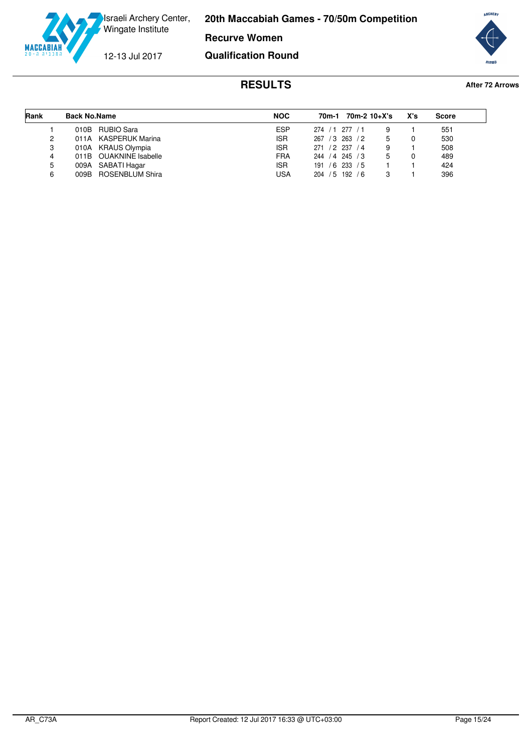Israeli Archery Center, Wingate Institute

12-13 Jul 2017

# 20th Maccabiah Games - 70/50m Competition

## Recurve Women

## Qualification Round

### RESULTS

**After 72 Arrows**

| Rank | Back No. | Name | NOC | 70m-1 | 70m-2 | 10+X's | X's | Score |
|---|---|---|---|---|---|---|---|---|
| 1 | 010B | RUBIO Sara | ESP | 274 / 1 | 277 / 1 | 9 | 1 | 551 |
| 2 | 011A | KASPERUK Marina | ISR | 267 / 3 | 263 / 2 | 5 | 0 | 530 |
| 3 | 010A | KRAUS Olympia | ISR | 271 / 2 | 237 / 4 | 9 | 1 | 508 |
| 4 | 011B | OUAKNINE Isabelle | FRA | 244 / 4 | 245 / 3 | 5 | 0 | 489 |
| 5 | 009A | SABATI Hagar | ISR | 191 / 6 | 233 / 5 | 1 | 1 | 424 |
| 6 | 009B | ROSENBLUM Shira | USA | 204 / 5 | 192 / 6 | 3 | 1 | 396 |

AR_C73A — Report Created: 12 Jul 2017 16:33 @ UTC+03:00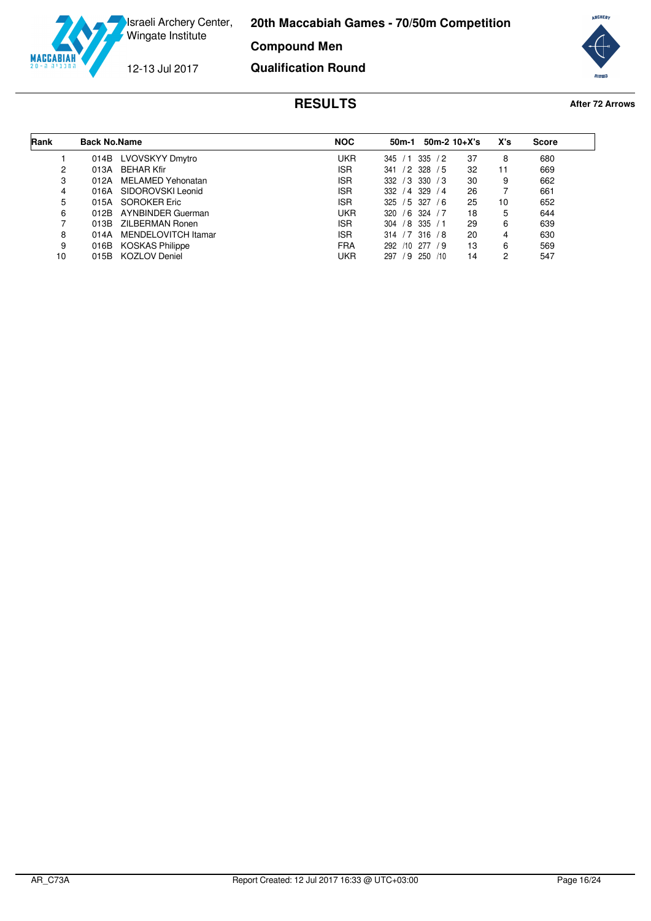Israeli Archery Center, Wingate Institute

12-13 Jul 2017

# 20th Maccabiah Games - 70/50m Competition

## Compound Men

## Qualification Round

### RESULTS

After 72 Arrows

| Rank | Back No. | Name | NOC | 50m-1 | 50m-2 | 10+X's | X's | Score |
|---|---|---|---|---|---|---|---|---|
| 1 | 014B | LVOVSKYY Dmytro | UKR | 345 / 1 | 335 / 2 | 37 | 8 | 680 |
| 2 | 013A | BEHAR Kfir | ISR | 341 / 2 | 328 / 5 | 32 | 11 | 669 |
| 3 | 012A | MELAMED Yehonatan | ISR | 332 / 3 | 330 / 3 | 30 | 9 | 662 |
| 4 | 016A | SIDOROVSKI Leonid | ISR | 332 / 4 | 329 / 4 | 26 | 7 | 661 |
| 5 | 015A | SOROKER Eric | ISR | 325 / 5 | 327 / 6 | 25 | 10 | 652 |
| 6 | 012B | AYNBINDER Guerman | UKR | 320 / 6 | 324 / 7 | 18 | 5 | 644 |
| 7 | 013B | ZILBERMAN Ronen | ISR | 304 / 8 | 335 / 1 | 29 | 6 | 639 |
| 8 | 014A | MENDELOVITCH Itamar | ISR | 314 / 7 | 316 / 8 | 20 | 4 | 630 |
| 9 | 016B | KOSKAS Philippe | FRA | 292 /10 | 277 / 9 | 13 | 6 | 569 |
| 10 | 015B | KOZLOV Deniel | UKR | 297 / 9 | 250 /10 | 14 | 2 | 547 |

AR_C73A

Report Created: 12 Jul 2017 16:33 @ UTC+03:00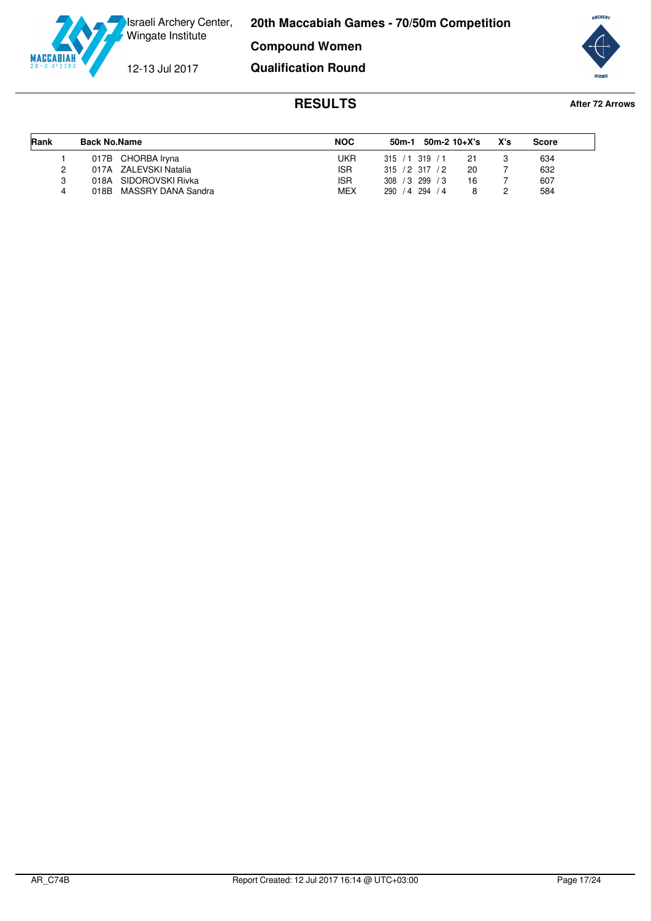Israeli Archery Center, Wingate Institute

12-13 Jul 2017

**20th Maccabiah Games - 70/50m Competition**

**Compound Women**

**Qualification Round**

## RESULTS

**After 72 Arrows**

| Rank | Back No. | Name | NOC | 50m-1 | 50m-2 | 10+X's | X's | Score |
|---|---|---|---|---|---|---|---|---|
| 1 | 017B | CHORBA Iryna | UKR | 315 / 1 | 319 / 1 | 21 | 3 | 634 |
| 2 | 017A | ZALEVSKI Natalia | ISR | 315 / 2 | 317 / 2 | 20 | 7 | 632 |
| 3 | 018A | SIDOROVSKI Rivka | ISR | 308 / 3 | 299 / 3 | 16 | 7 | 607 |
| 4 | 018B | MASSRY DANA Sandra | MEX | 290 / 4 | 294 / 4 | 8 | 2 | 584 |

AR_C74B    Report Created: 12 Jul 2017 16:14 @ UTC+03:00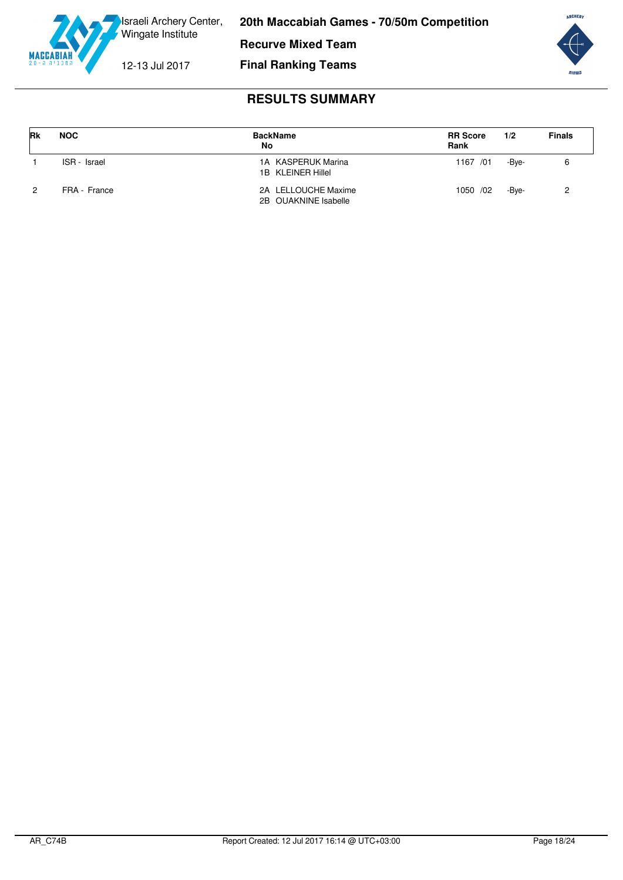Israeli Archery Center, Wingate Institute

12-13 Jul 2017

**20th Maccabiah Games - 70/50m Competition**

**Recurve Mixed Team**

**Final Ranking Teams**

## RESULTS SUMMARY

| Rk | NOC | BackName No | RR Score Rank | 1/2 | Finals |
|---|---|---|---|---|---|
| 1 | ISR - Israel | 1A KASPERUK Marina<br>1B KLEINER Hillel | 1167 /01 | -Bye- | 6 |
| 2 | FRA - France | 2A LELLOUCHE Maxime<br>2B OUAKNINE Isabelle | 1050 /02 | -Bye- | 2 |

AR_C74B    Report Created: 12 Jul 2017 16:14 @ UTC+03:00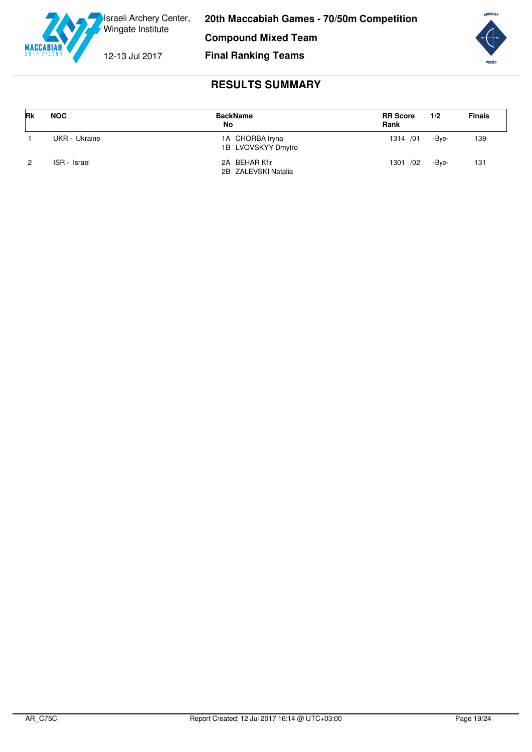Israeli Archery Center, Wingate Institute

12-13 Jul 2017

**20th Maccabiah Games - 70/50m Competition**

**Compound Mixed Team**

**Final Ranking Teams**

## RESULTS SUMMARY

| Rk | NOC | BackName No | RR Score Rank | 1/2 | Finals |
|---|---|---|---|---|---|
| 1 | UKR - Ukraine | 1A CHORBA Iryna<br>1B LVOVSKYY Dmytro | 1314 /01 | -Bye- | 139 |
| 2 | ISR - Israel | 2A BEHAR Kfir<br>2B ZALEVSKI Natalia | 1301 /02 | -Bye- | 131 |

AR_C75C Report Created: 12 Jul 2017 16:14 @ UTC+03:00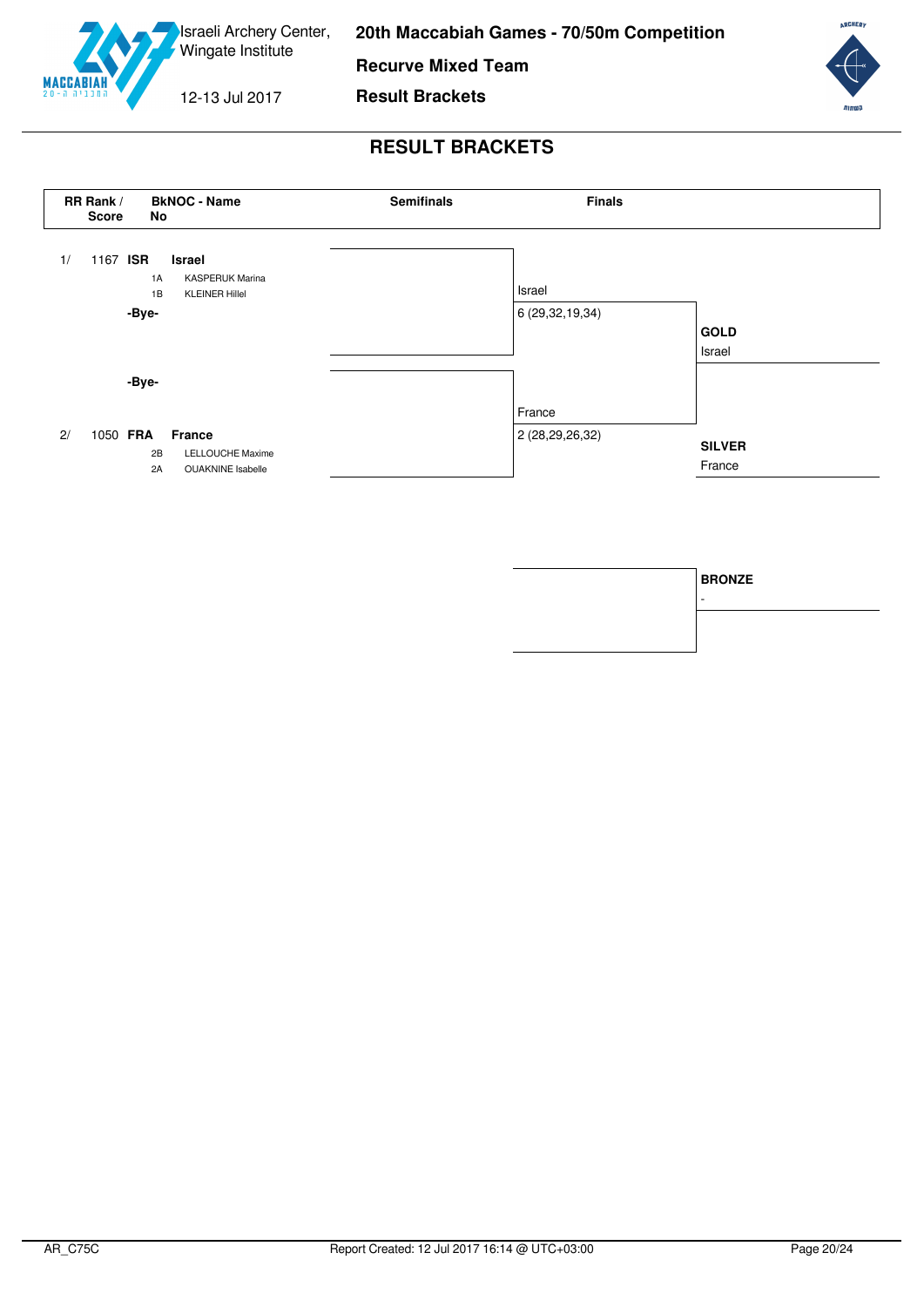Israeli Archery Center, Wingate Institute

12-13 Jul 2017

**20th Maccabiah Games - 70/50m Competition**

**Recurve Mixed Team**

**Result Brackets**

# RESULT BRACKETS

| RR Rank / Score | BkNOC - Name No | | Semifinals | Finals | |
|---|---|---|---|---|---|
| 1/ 1167 | **ISR** | **Israel** | | Israel | |
| | 1A | KASPERUK Marina | | 6 (29,32,19,34) | |
| | 1B | KLEINER Hillel | | | **GOLD** |
| | **-Bye-** | | | | Israel |
| | **-Bye-** | | | France | |
| 2/ 1050 | **FRA** | **France** | | 2 (28,29,26,32) | **SILVER** |
| | 2B | LELLOUCHE Maxime | | | France |
| | 2A | OUAKNINE Isabelle | | | |

**BRONZE**

-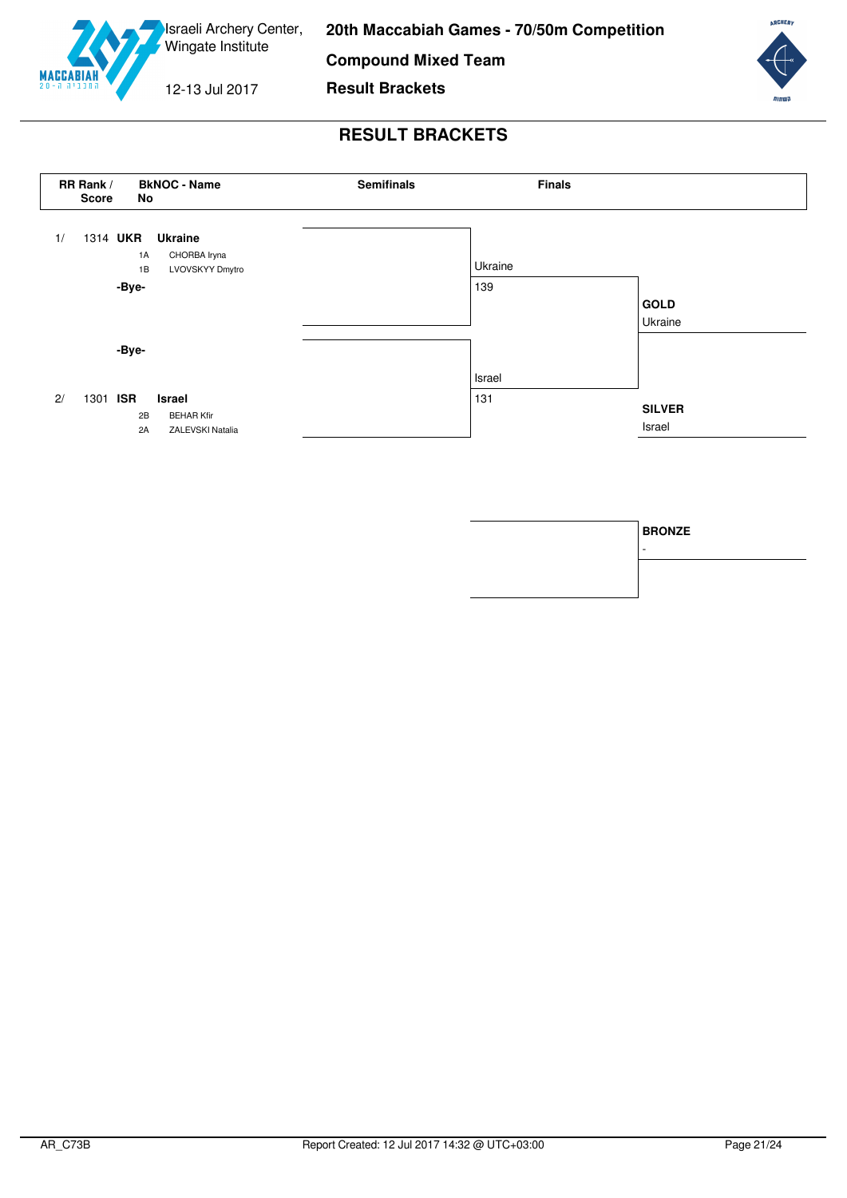Israeli Archery Center, Wingate Institute

12-13 Jul 2017

**20th Maccabiah Games - 70/50m Competition**

**Compound Mixed Team**

**Result Brackets**

# RESULT BRACKETS

| RR Rank / Score | BkNOC - Name | | Semifinals | Finals | |
|---|---|---|---|---|---|
| 1/ 1314 | **UKR** | **Ukraine** | | | |
| | 1A | CHORBA Iryna | | | |
| | 1B | LVOVSKYY Dmytro | | Ukraine | |
| | **-Bye-** | | | 139 | |
| | | | | | **GOLD** Ukraine |
| | **-Bye-** | | | | |
| | | | | Israel | |
| 2/ 1301 | **ISR** | **Israel** | | 131 | |
| | 2B | BEHAR Kfir | | | **SILVER** Israel |
| | 2A | ZALEVSKI Natalia | | | |

**BRONZE**

-

AR_C73B

Report Created: 12 Jul 2017 14:32 @ UTC+03:00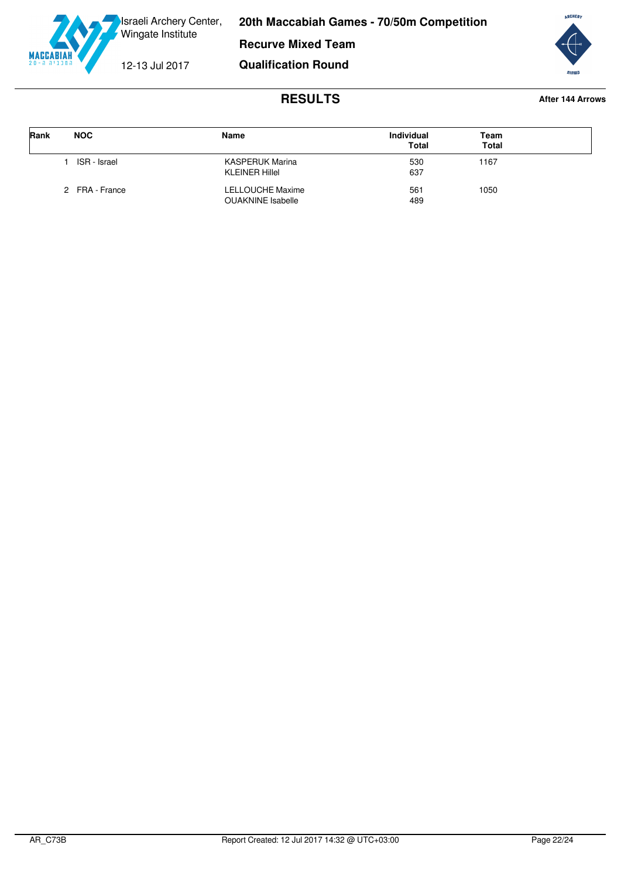Israeli Archery Center, Wingate Institute

12-13 Jul 2017

# 20th Maccabiah Games - 70/50m Competition

## Recurve Mixed Team

## Qualification Round

### RESULTS

**After 144 Arrows**

| Rank | NOC | Name | Individual Total | Team Total |
|---|---|---|---|---|
| 1 | ISR - Israel | KASPERUK Marina<br>KLEINER Hillel | 530<br>637 | 1167 |
| 2 | FRA - France | LELLOUCHE Maxime<br>OUAKNINE Isabelle | 561<br>489 | 1050 |

AR_C73B — Report Created: 12 Jul 2017 14:32 @ UTC+03:00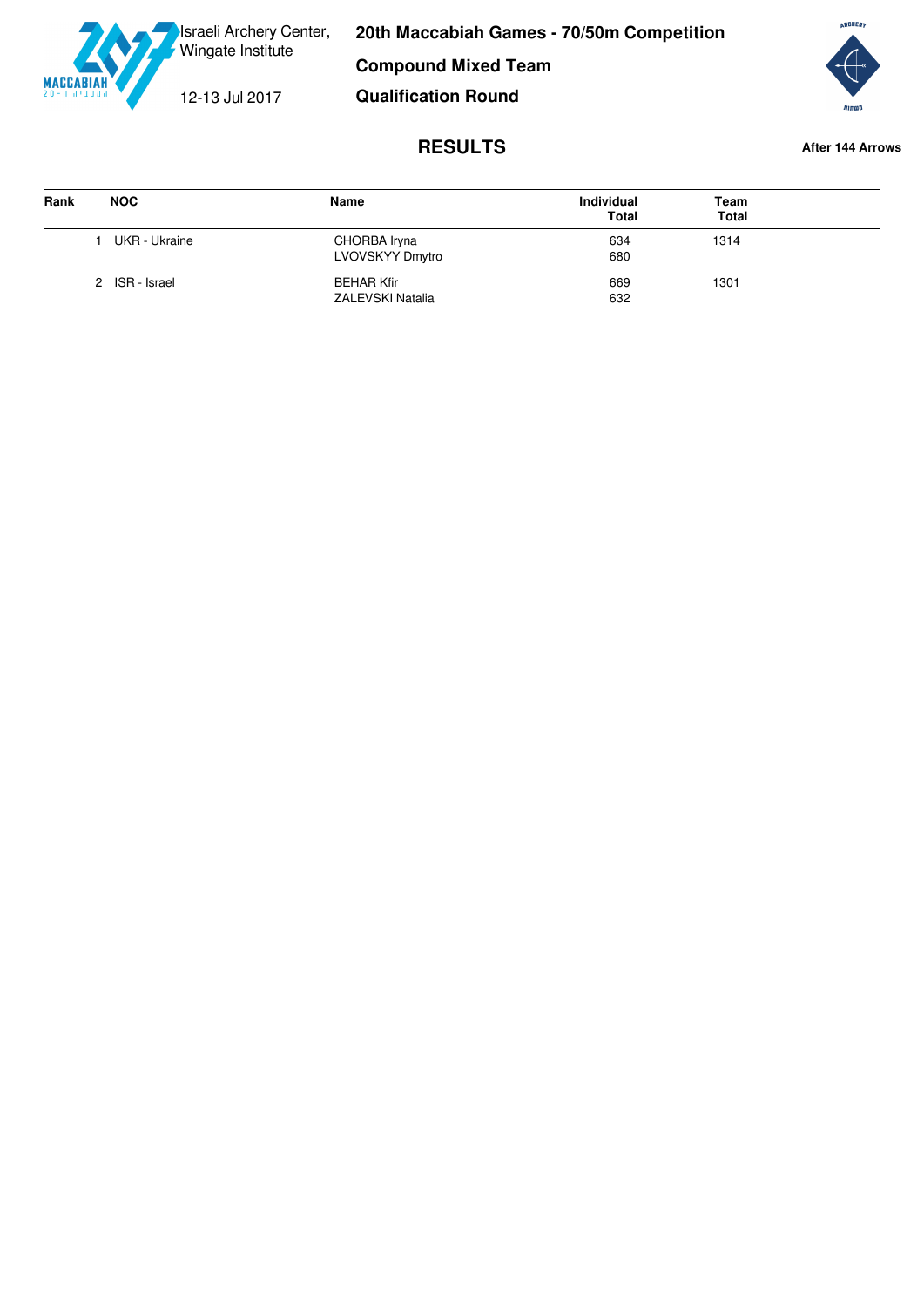Israeli Archery Center, Wingate Institute

12-13 Jul 2017

# 20th Maccabiah Games - 70/50m Competition

## Compound Mixed Team

## Qualification Round

### RESULTS

**After 144 Arrows**

| Rank | NOC | Name | Individual Total | Team Total |
|---|---|---|---|---|
| 1 | UKR - Ukraine | CHORBA Iryna<br>LVOVSKYY Dmytro | 634<br>680 | 1314 |
| 2 | ISR - Israel | BEHAR Kfir<br>ZALEVSKI Natalia | 669<br>632 | 1301 |